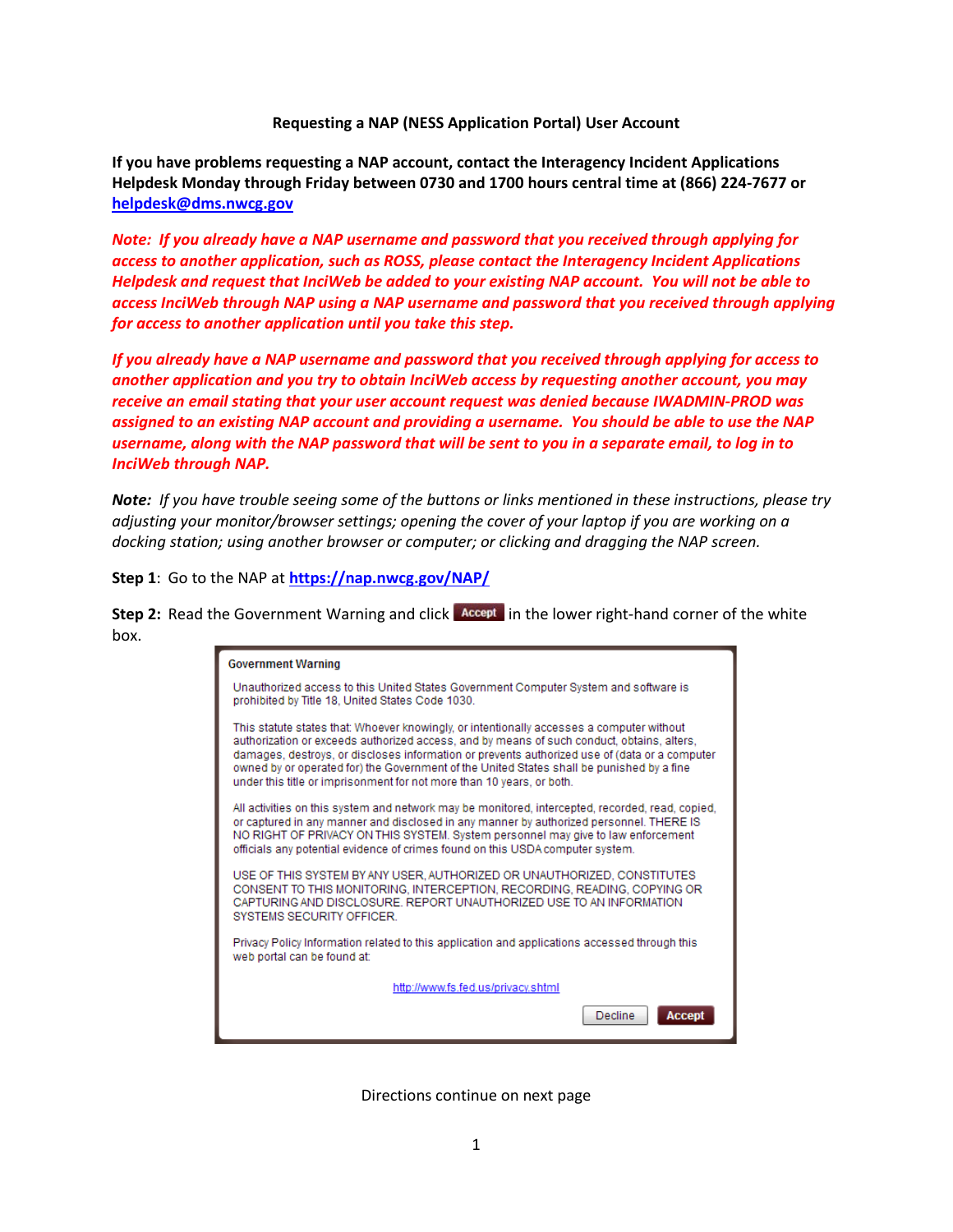**Requesting a NAP (NESS Application Portal) User Account**

**If you have problems requesting a NAP account, contact the Interagency Incident Applications Helpdesk Monday through Friday between 0730 and 1700 hours central time at (866) 224-7677 or [helpdesk@dms.nwcg.gov](mailto:helpdesk@dms.nwcg.gov)**

***Note: If you already have a NAP username and password that you received through applying for access to another application, such as ROSS, please contact the Interagency Incident Applications Helpdesk and request that InciWeb be added to your existing NAP account. You will not be able to access InciWeb through NAP using a NAP username and password that you received through applying for access to another application until you take this step.***

***If you already have a NAP username and password that you received through applying for access to another application and you try to obtain InciWeb access by requesting another account, you may receive an email stating that your user account request was denied because IWADMIN-PROD was assigned to an existing NAP account and providing a username. You should be able to use the NAP username, along with the NAP password that will be sent to you in a separate email, to log in to InciWeb through NAP.***

***Note:*** *If you have trouble seeing some of the buttons or links mentioned in these instructions, please try adjusting your monitor/browser settings; opening the cover of your laptop if you are working on a docking station; using another browser or computer; or clicking and dragging the NAP screen.*

**Step 1**: Go to the NAP at **[https://nap.nwcg.gov/NAP/](https://nap.nwcg.gov/NAP/)**

**Step 2:** Read the Government Warning and click **Accept** in the lower right-hand corner of the white box.

Government Warning

Unauthorized access to this United States Government Computer System and software is prohibited by Title 18, United States Code 1030.

This statute states that: Whoever knowingly, or intentionally accesses a computer without authorization or exceeds authorized access, and by means of such conduct, obtains, alters, damages, destroys, or discloses information or prevents authorized use of (data or a computer owned by or operated for) the Government of the United States shall be punished by a fine under this title or imprisonment for not more than 10 years, or both.

All activities on this system and network may be monitored, intercepted, recorded, read, copied, or captured in any manner and disclosed in any manner by authorized personnel. THERE IS NO RIGHT OF PRIVACY ON THIS SYSTEM. System personnel may give to law enforcement officials any potential evidence of crimes found on this USDA computer system.

USE OF THIS SYSTEM BY ANY USER, AUTHORIZED OR UNAUTHORIZED, CONSTITUTES CONSENT TO THIS MONITORING, INTERCEPTION, RECORDING, READING, COPYING OR CAPTURING AND DISCLOSURE. REPORT UNAUTHORIZED USE TO AN INFORMATION SYSTEMS SECURITY OFFICER.

Privacy Policy Information related to this application and applications accessed through this web portal can be found at:

http://www.fs.fed.us/privacy.shtml

Decline | Accept

Directions continue on next page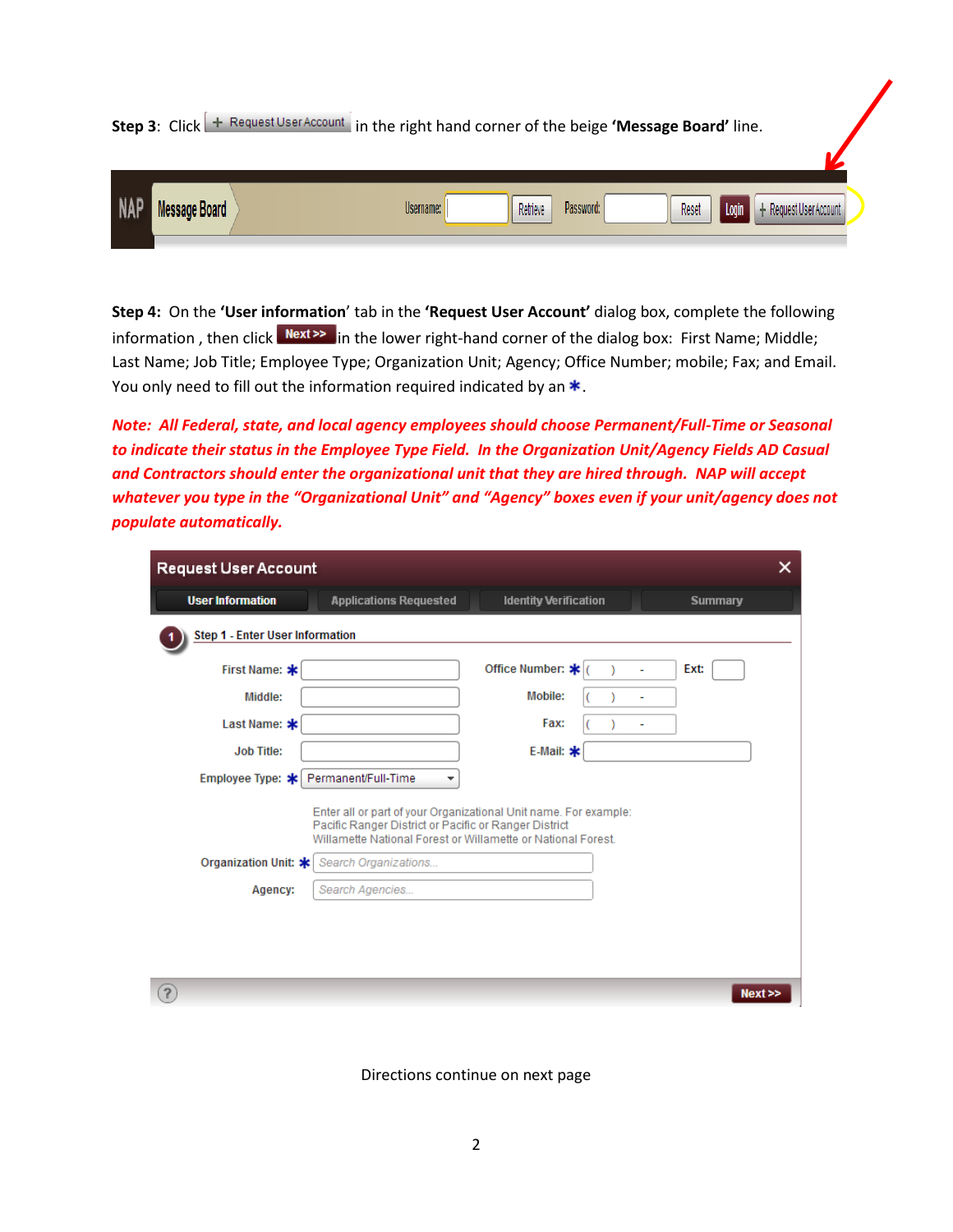**Step 3**: Click + Request User Account in the right hand corner of the beige **'Message Board'** line.

**Step 4:** On the **'User information**' tab in the **'Request User Account'** dialog box, complete the following information , then click Next >> in the lower right-hand corner of the dialog box: First Name; Middle; Last Name; Job Title; Employee Type; Organization Unit; Agency; Office Number; mobile; Fax; and Email. You only need to fill out the information required indicated by an ✱.

***Note: All Federal, state, and local agency employees should choose Permanent/Full-Time or Seasonal to indicate their status in the Employee Type Field. In the Organization Unit/Agency Fields AD Casual and Contractors should enter the organizational unit that they are hired through. NAP will accept whatever you type in the "Organizational Unit" and "Agency" boxes even if your unit/agency does not populate automatically.***

Directions continue on next page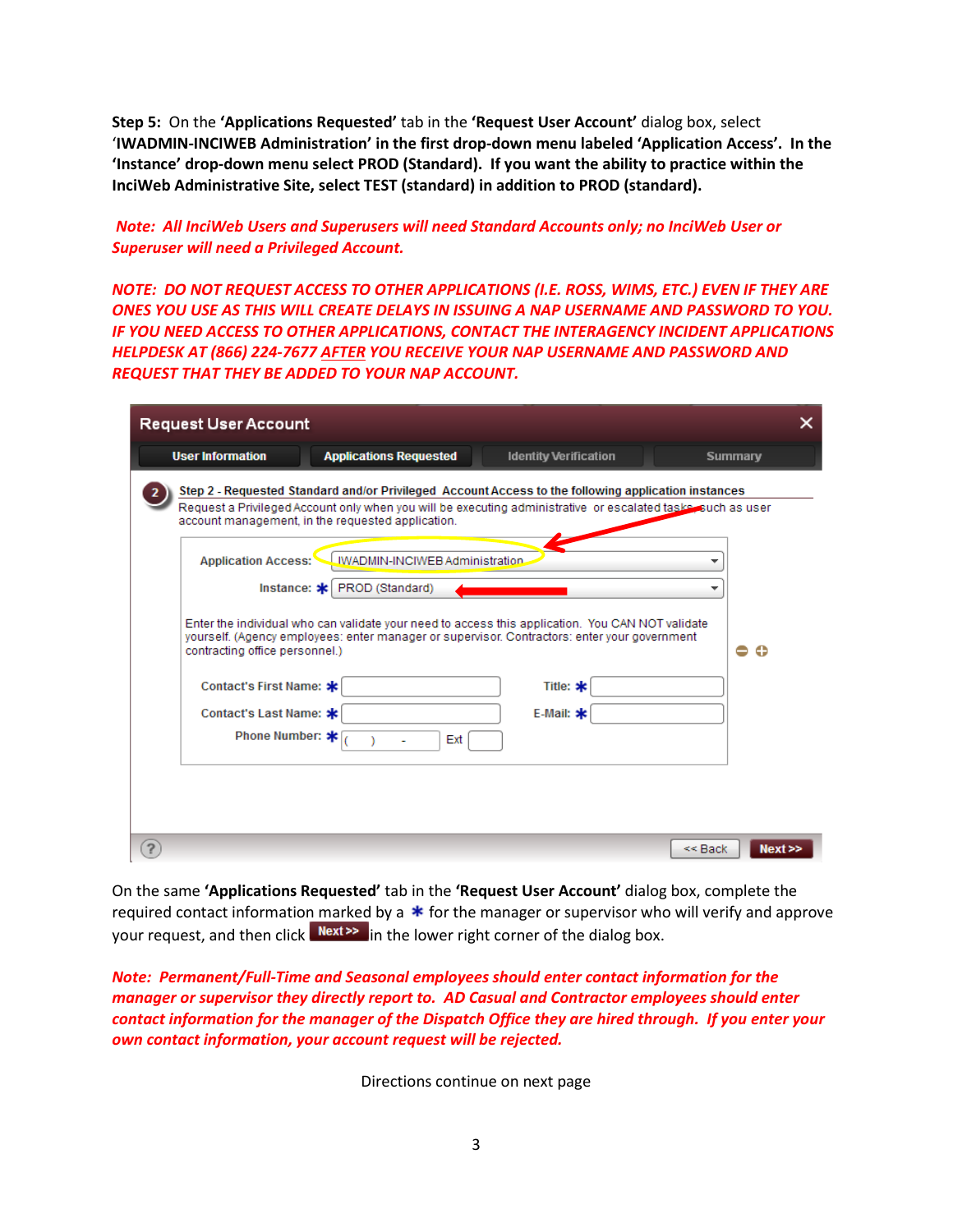**Step 5:** On the **'Applications Requested'** tab in the **'Request User Account'** dialog box, select **'IWADMIN-INCIWEB Administration' in the first drop-down menu labeled 'Application Access'. In the 'Instance' drop-down menu select PROD (Standard). If you want the ability to practice within the InciWeb Administrative Site, select TEST (standard) in addition to PROD (standard).**

***Note: All InciWeb Users and Superusers will need Standard Accounts only; no InciWeb User or Superuser will need a Privileged Account.***

***NOTE: DO NOT REQUEST ACCESS TO OTHER APPLICATIONS (I.E. ROSS, WIMS, ETC.) EVEN IF THEY ARE ONES YOU USE AS THIS WILL CREATE DELAYS IN ISSUING A NAP USERNAME AND PASSWORD TO YOU. IF YOU NEED ACCESS TO OTHER APPLICATIONS, CONTACT THE INTERAGENCY INCIDENT APPLICATIONS HELPDESK AT (866) 224-7677 AFTER YOU RECEIVE YOUR NAP USERNAME AND PASSWORD AND REQUEST THAT THEY BE ADDED TO YOUR NAP ACCOUNT.***

On the same **'Applications Requested'** tab in the **'Request User Account'** dialog box, complete the required contact information marked by a * for the manager or supervisor who will verify and approve your request, and then click **Next >>** in the lower right corner of the dialog box.

***Note: Permanent/Full-Time and Seasonal employees should enter contact information for the manager or supervisor they directly report to. AD Casual and Contractor employees should enter contact information for the manager of the Dispatch Office they are hired through. If you enter your own contact information, your account request will be rejected.***

Directions continue on next page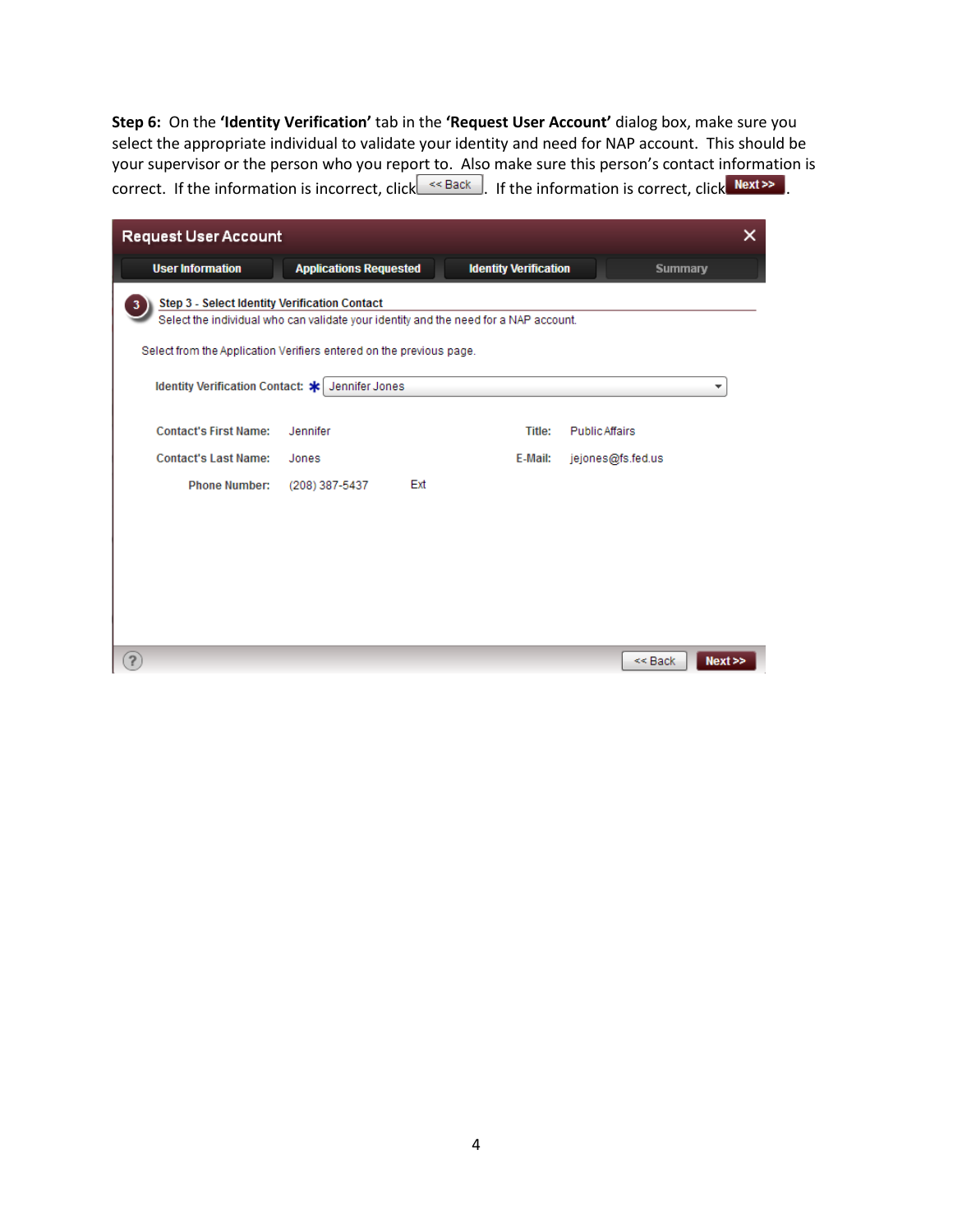**Step 6:** On the **'Identity Verification'** tab in the **'Request User Account'** dialog box, make sure you select the appropriate individual to validate your identity and need for NAP account. This should be your supervisor or the person who you report to. Also make sure this person's contact information is correct. If the information is incorrect, click << Back. If the information is correct, click Next >>.

Request User Account

User Information | Applications Requested | Identity Verification | Summary

Step 3 - Select Identity Verification Contact

Select the individual who can validate your identity and the need for a NAP account.

Select from the Application Verifiers entered on the previous page.

Identity Verification Contact: * Jennifer Jones

| | | | |
|---|---|---|---|
| Contact's First Name: | Jennifer | Title: | Public Affairs |
| Contact's Last Name: | Jones | E-Mail: | jejones@fs.fed.us |
| Phone Number: | (208) 387-5437 Ext | | |

<< Back  Next >>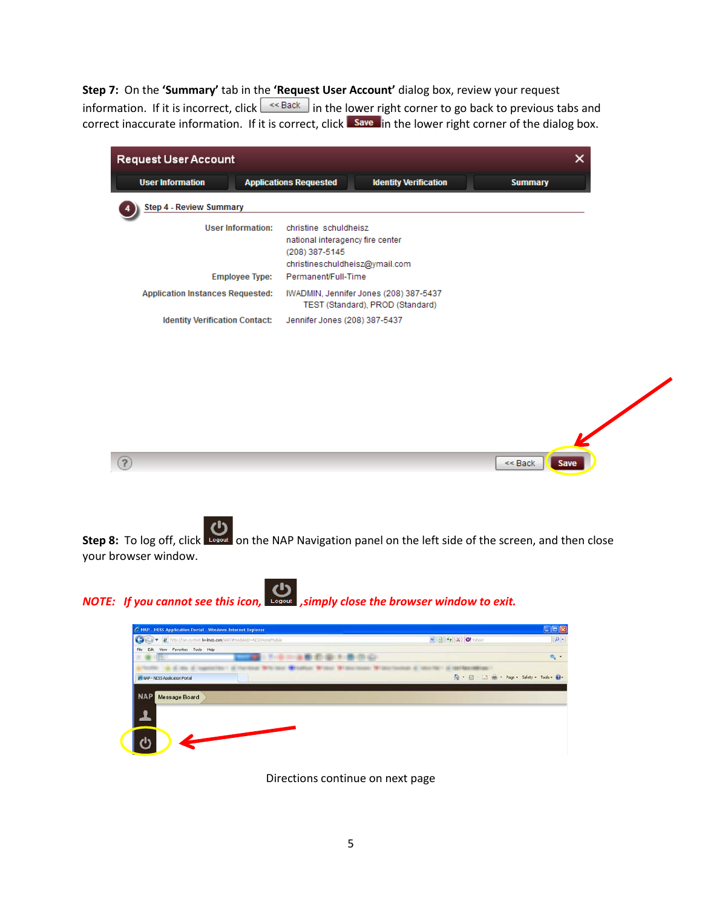**Step 7:** On the **'Summary'** tab in the **'Request User Account'** dialog box, review your request information. If it is incorrect, click << Back in the lower right corner to go back to previous tabs and correct inaccurate information. If it is correct, click **Save** in the lower right corner of the dialog box.

**Request User Account**

User Information | Applications Requested | Identity Verification | Summary

Step 4 - Review Summary

| | |
|---|---|
| User Information: | christine schuldheisz<br>national interagency fire center<br>(208) 387-5145<br>christineschuldheisz@ymail.com |
| Employee Type: | Permanent/Full-Time |
| Application Instances Requested: | IWADMIN, Jennifer Jones (208) 387-5437<br>TEST (Standard), PROD (Standard) |
| Identity Verification Contact: | Jennifer Jones (208) 387-5437 |

<< Back | Save

**Step 8:** To log off, click Logout on the NAP Navigation panel on the left side of the screen, and then close your browser window.

***NOTE: If you cannot see this icon,*** Logout ***,simply close the browser window to exit.***

Directions continue on next page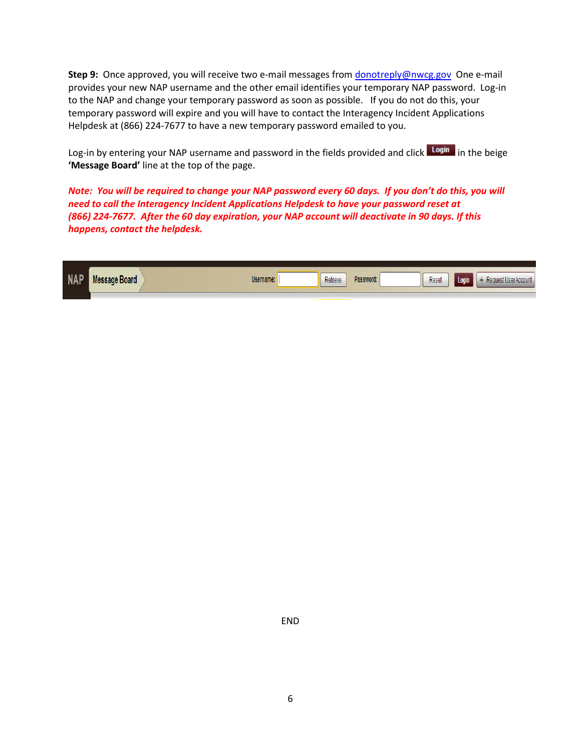**Step 9:** Once approved, you will receive two e-mail messages from donotreply@nwcg.gov One e-mail provides your new NAP username and the other email identifies your temporary NAP password. Log-in to the NAP and change your temporary password as soon as possible. If you do not do this, your temporary password will expire and you will have to contact the Interagency Incident Applications Helpdesk at (866) 224-7677 to have a new temporary password emailed to you.

Log-in by entering your NAP username and password in the fields provided and click **Login** in the beige **'Message Board'** line at the top of the page.

***Note: You will be required to change your NAP password every 60 days. If you don't do this, you will need to call the Interagency Incident Applications Helpdesk to have your password reset at (866) 224-7677. After the 60 day expiration, your NAP account will deactivate in 90 days. If this happens, contact the helpdesk.***

NAP Message Board Username: Retrieve Password: Reset Login + Request User Account

END